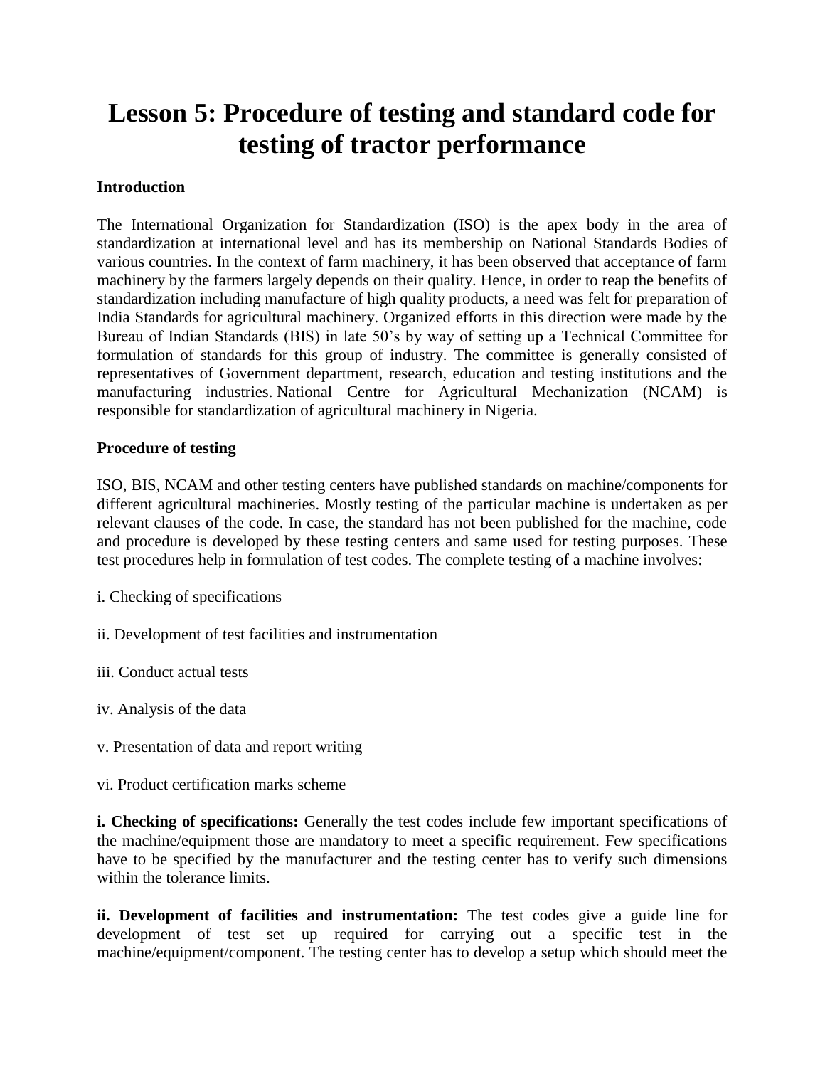# Lesson 5: Procedure of testing and standard code for testing of tractor performance

**Introduction**

The International Organization for Standardization (ISO) is the apex body in the area of standardization at international level and has its membership on National Standards Bodies of various countries. In the context of farm machinery, it has been observed that acceptance of farm machinery by the farmers largely depends on their quality. Hence, in order to reap the benefits of standardization including manufacture of high quality products, a need was felt for preparation of India Standards for agricultural machinery. Organized efforts in this direction were made by the Bureau of Indian Standards (BIS) in late 50's by way of setting up a Technical Committee for formulation of standards for this group of industry. The committee is generally consisted of representatives of Government department, research, education and testing institutions and the manufacturing industries. National Centre for Agricultural Mechanization (NCAM) is responsible for standardization of agricultural machinery in Nigeria.

**Procedure of testing**

ISO, BIS, NCAM and other testing centers have published standards on machine/components for different agricultural machineries. Mostly testing of the particular machine is undertaken as per relevant clauses of the code. In case, the standard has not been published for the machine, code and procedure is developed by these testing centers and same used for testing purposes. These test procedures help in formulation of test codes. The complete testing of a machine involves:

i. Checking of specifications

ii. Development of test facilities and instrumentation

iii. Conduct actual tests

iv. Analysis of the data

v. Presentation of data and report writing

vi. Product certification marks scheme

**i. Checking of specifications:** Generally the test codes include few important specifications of the machine/equipment those are mandatory to meet a specific requirement. Few specifications have to be specified by the manufacturer and the testing center has to verify such dimensions within the tolerance limits.

**ii. Development of facilities and instrumentation:** The test codes give a guide line for development of test set up required for carrying out a specific test in the machine/equipment/component. The testing center has to develop a setup which should meet the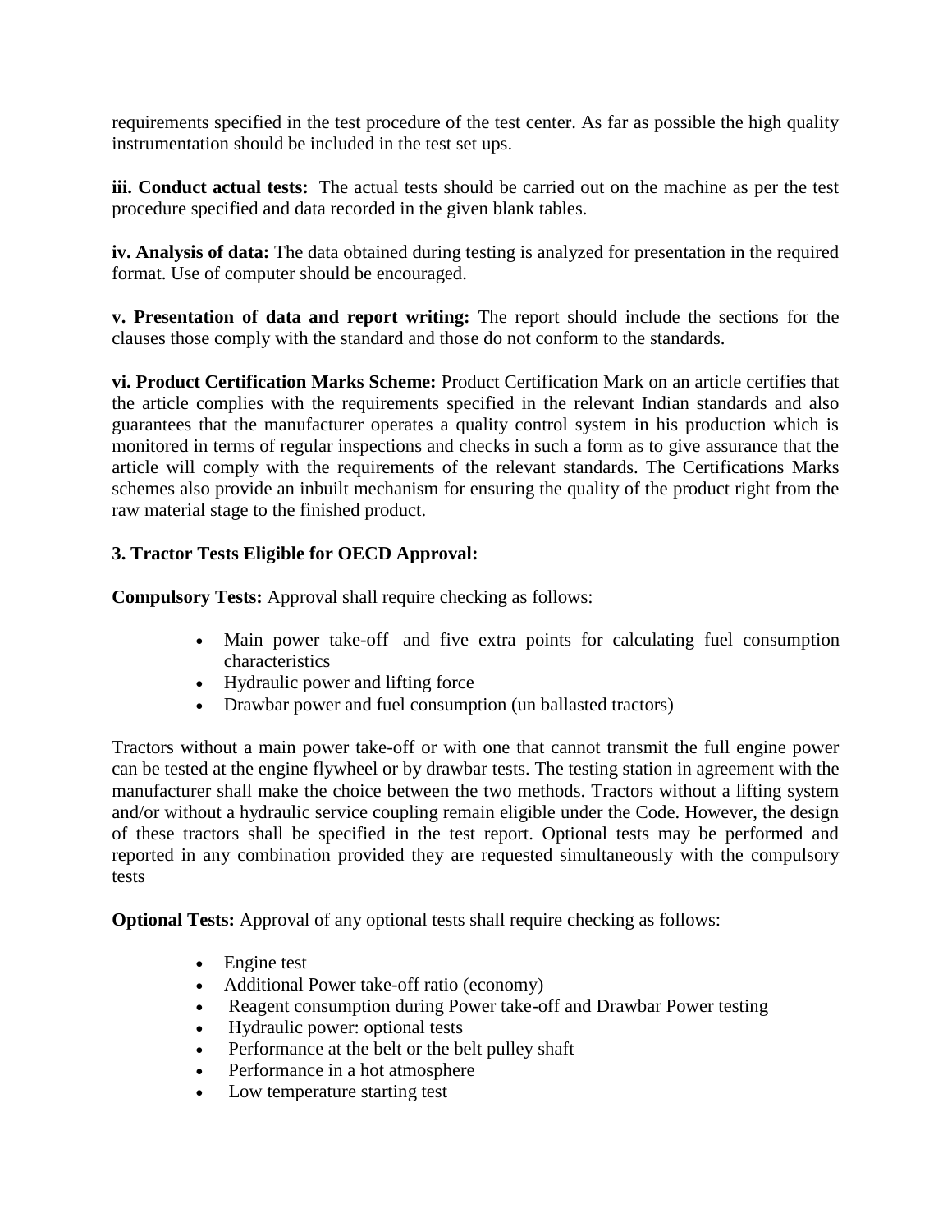requirements specified in the test procedure of the test center. As far as possible the high quality instrumentation should be included in the test set ups.

**iii. Conduct actual tests:** The actual tests should be carried out on the machine as per the test procedure specified and data recorded in the given blank tables.

**iv. Analysis of data:** The data obtained during testing is analyzed for presentation in the required format. Use of computer should be encouraged.

**v. Presentation of data and report writing:** The report should include the sections for the clauses those comply with the standard and those do not conform to the standards.

**vi. Product Certification Marks Scheme:** Product Certification Mark on an article certifies that the article complies with the requirements specified in the relevant Indian standards and also guarantees that the manufacturer operates a quality control system in his production which is monitored in terms of regular inspections and checks in such a form as to give assurance that the article will comply with the requirements of the relevant standards. The Certifications Marks schemes also provide an inbuilt mechanism for ensuring the quality of the product right from the raw material stage to the finished product.

**3. Tractor Tests Eligible for OECD Approval:**

**Compulsory Tests:** Approval shall require checking as follows:

- Main power take-off and five extra points for calculating fuel consumption characteristics
- Hydraulic power and lifting force
- Drawbar power and fuel consumption (un ballasted tractors)

Tractors without a main power take-off or with one that cannot transmit the full engine power can be tested at the engine flywheel or by drawbar tests. The testing station in agreement with the manufacturer shall make the choice between the two methods. Tractors without a lifting system and/or without a hydraulic service coupling remain eligible under the Code. However, the design of these tractors shall be specified in the test report. Optional tests may be performed and reported in any combination provided they are requested simultaneously with the compulsory tests

**Optional Tests:** Approval of any optional tests shall require checking as follows:

- Engine test
- Additional Power take-off ratio (economy)
- Reagent consumption during Power take-off and Drawbar Power testing
- Hydraulic power: optional tests
- Performance at the belt or the belt pulley shaft
- Performance in a hot atmosphere
- Low temperature starting test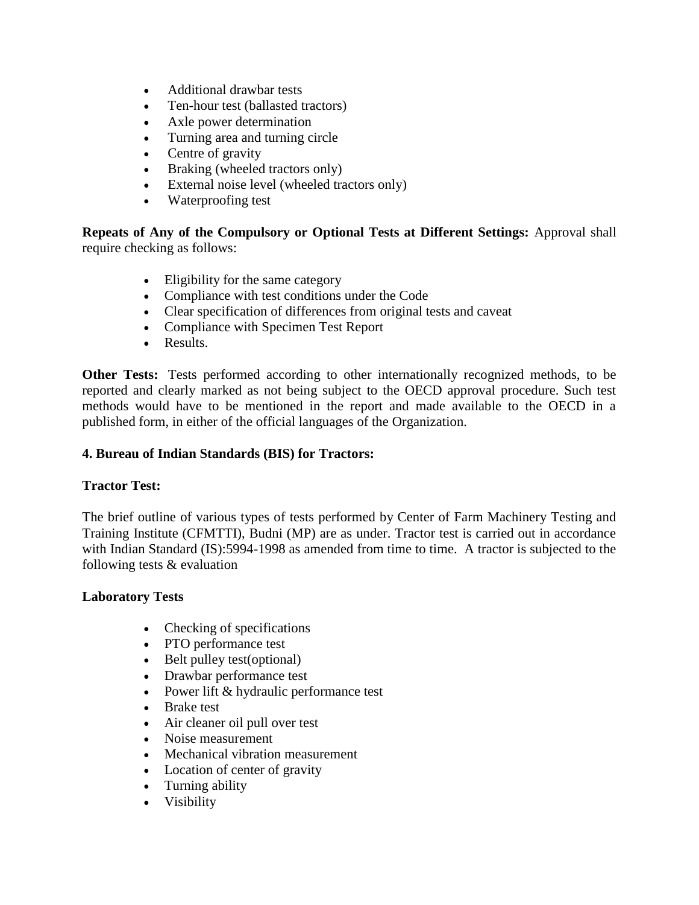- Additional drawbar tests
- Ten-hour test (ballasted tractors)
- Axle power determination
- Turning area and turning circle
- Centre of gravity
- Braking (wheeled tractors only)
- External noise level (wheeled tractors only)
- Waterproofing test

**Repeats of Any of the Compulsory or Optional Tests at Different Settings:** Approval shall require checking as follows:

- Eligibility for the same category
- Compliance with test conditions under the Code
- Clear specification of differences from original tests and caveat
- Compliance with Specimen Test Report
- Results.

**Other Tests:** Tests performed according to other internationally recognized methods, to be reported and clearly marked as not being subject to the OECD approval procedure. Such test methods would have to be mentioned in the report and made available to the OECD in a published form, in either of the official languages of the Organization.

**4. Bureau of Indian Standards (BIS) for Tractors:**

**Tractor Test:**

The brief outline of various types of tests performed by Center of Farm Machinery Testing and Training Institute (CFMTTI), Budni (MP) are as under. Tractor test is carried out in accordance with Indian Standard (IS):5994-1998 as amended from time to time. A tractor is subjected to the following tests & evaluation

**Laboratory Tests**

- Checking of specifications
- PTO performance test
- Belt pulley test(optional)
- Drawbar performance test
- Power lift & hydraulic performance test
- Brake test
- Air cleaner oil pull over test
- Noise measurement
- Mechanical vibration measurement
- Location of center of gravity
- Turning ability
- Visibility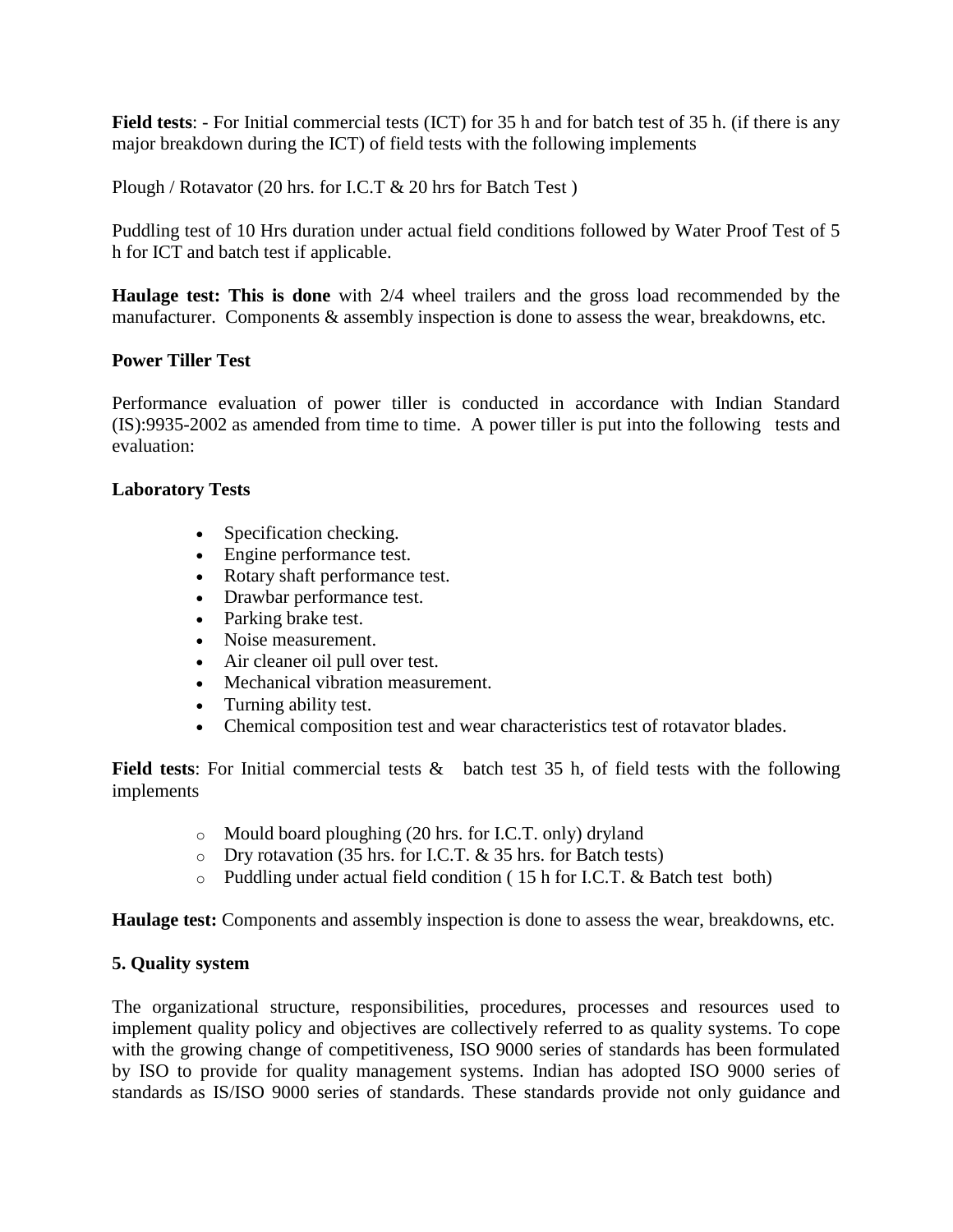**Field tests**: - For Initial commercial tests (ICT) for 35 h and for batch test of 35 h. (if there is any major breakdown during the ICT) of field tests with the following implements

Plough / Rotavator (20 hrs. for I.C.T & 20 hrs for Batch Test )

Puddling test of 10 Hrs duration under actual field conditions followed by Water Proof Test of 5 h for ICT and batch test if applicable.

**Haulage test: This is done** with 2/4 wheel trailers and the gross load recommended by the manufacturer. Components & assembly inspection is done to assess the wear, breakdowns, etc.

**Power Tiller Test**

Performance evaluation of power tiller is conducted in accordance with Indian Standard (IS):9935-2002 as amended from time to time. A power tiller is put into the following tests and evaluation:

**Laboratory Tests**

- Specification checking.
- Engine performance test.
- Rotary shaft performance test.
- Drawbar performance test.
- Parking brake test.
- Noise measurement.
- Air cleaner oil pull over test.
- Mechanical vibration measurement.
- Turning ability test.
- Chemical composition test and wear characteristics test of rotavator blades.

**Field tests**: For Initial commercial tests & batch test 35 h, of field tests with the following implements

- Mould board ploughing (20 hrs. for I.C.T. only) dryland
- Dry rotavation (35 hrs. for I.C.T. & 35 hrs. for Batch tests)
- Puddling under actual field condition ( 15 h for I.C.T. & Batch test both)

**Haulage test:** Components and assembly inspection is done to assess the wear, breakdowns, etc.

**5. Quality system**

The organizational structure, responsibilities, procedures, processes and resources used to implement quality policy and objectives are collectively referred to as quality systems. To cope with the growing change of competitiveness, ISO 9000 series of standards has been formulated by ISO to provide for quality management systems. Indian has adopted ISO 9000 series of standards as IS/ISO 9000 series of standards. These standards provide not only guidance and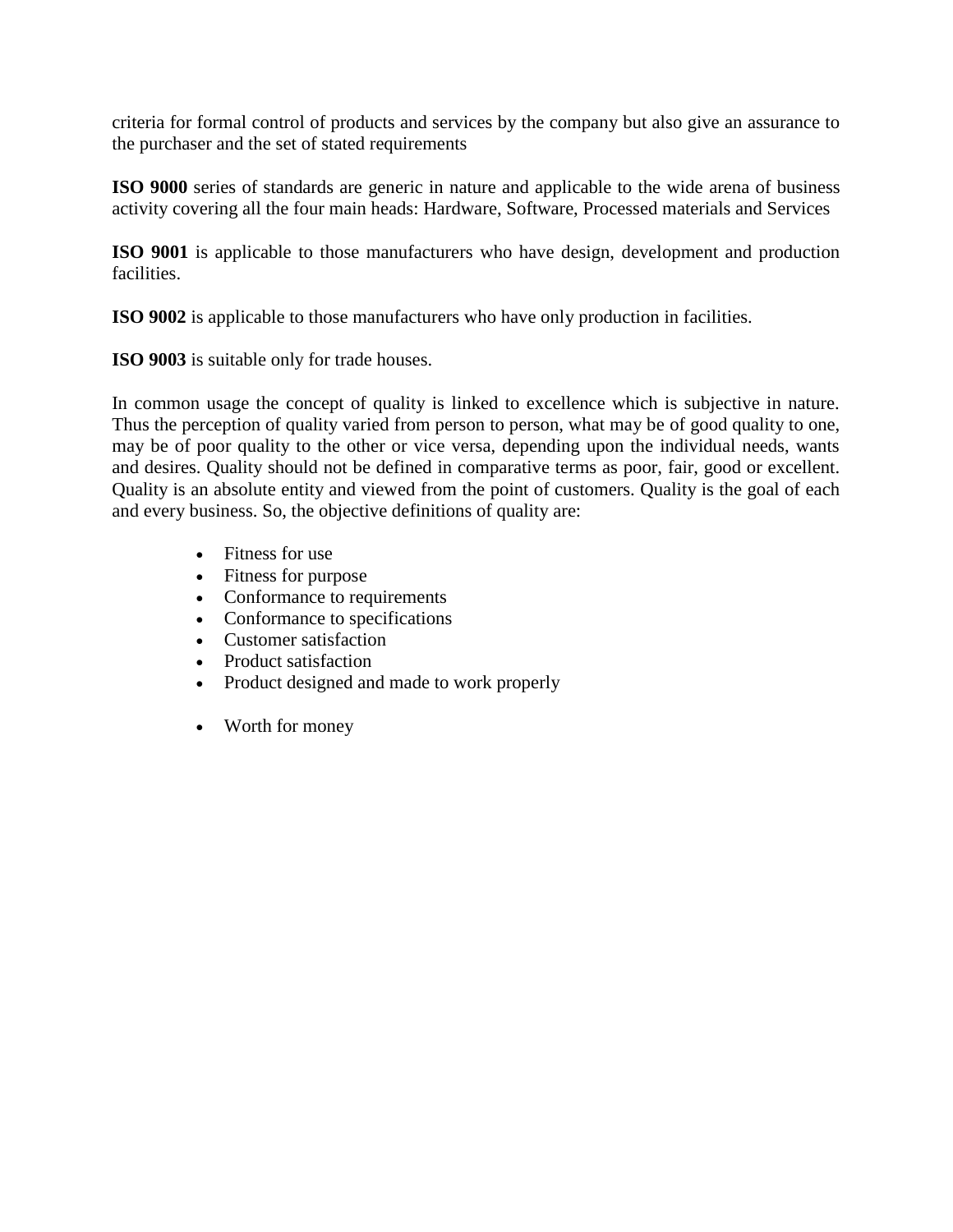criteria for formal control of products and services by the company but also give an assurance to the purchaser and the set of stated requirements

**ISO 9000** series of standards are generic in nature and applicable to the wide arena of business activity covering all the four main heads: Hardware, Software, Processed materials and Services

**ISO 9001** is applicable to those manufacturers who have design, development and production facilities.

**ISO 9002** is applicable to those manufacturers who have only production in facilities.

**ISO 9003** is suitable only for trade houses.

In common usage the concept of quality is linked to excellence which is subjective in nature. Thus the perception of quality varied from person to person, what may be of good quality to one, may be of poor quality to the other or vice versa, depending upon the individual needs, wants and desires. Quality should not be defined in comparative terms as poor, fair, good or excellent. Quality is an absolute entity and viewed from the point of customers. Quality is the goal of each and every business. So, the objective definitions of quality are:

- Fitness for use
- Fitness for purpose
- Conformance to requirements
- Conformance to specifications
- Customer satisfaction
- Product satisfaction
- Product designed and made to work properly
- Worth for money